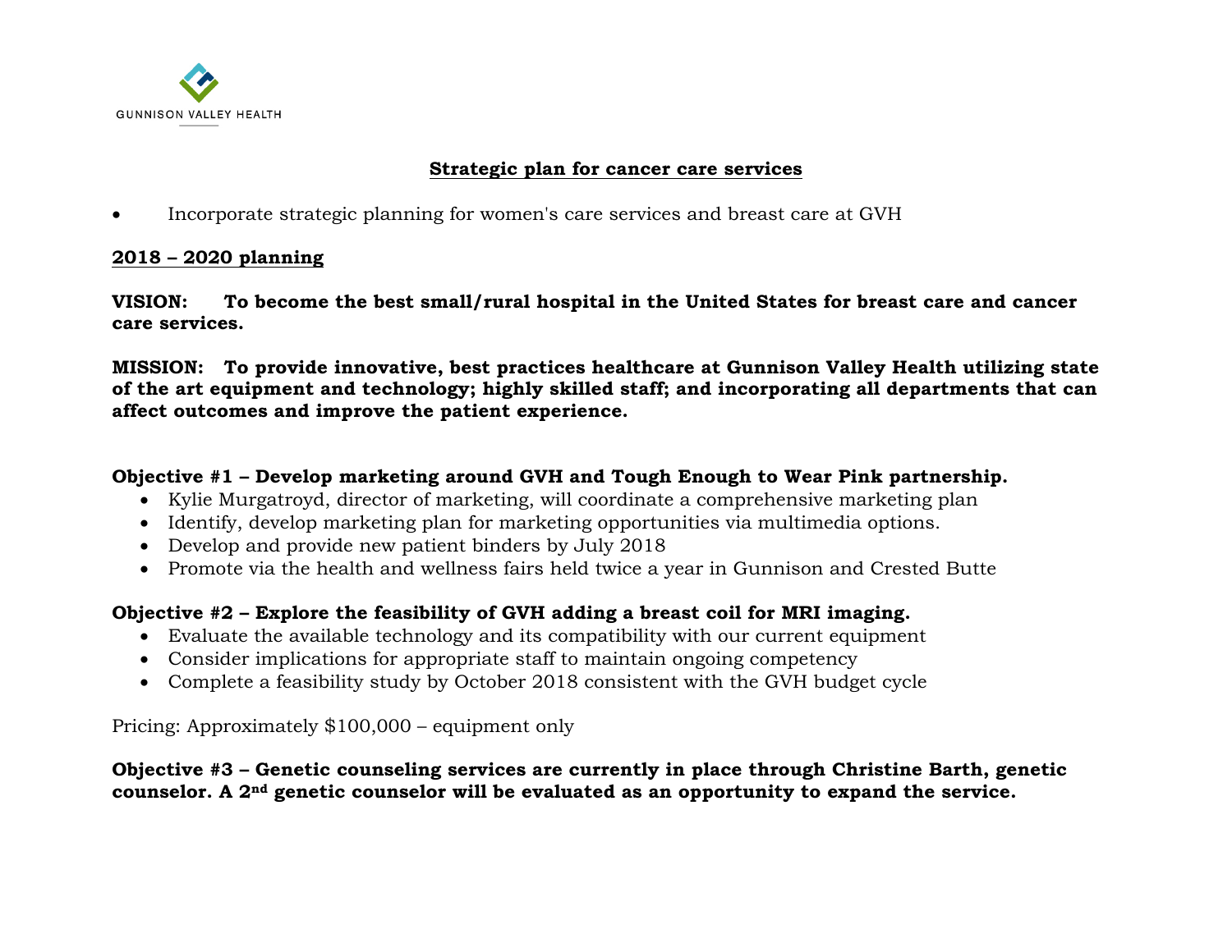GUNNISON VALLEY HEALTH

# Strategic plan for cancer care services

- Incorporate strategic planning for women's care services and breast care at GVH

## 2018 – 2020 planning

**VISION: To become the best small/rural hospital in the United States for breast care and cancer care services.**

**MISSION: To provide innovative, best practices healthcare at Gunnison Valley Health utilizing state of the art equipment and technology; highly skilled staff; and incorporating all departments that can affect outcomes and improve the patient experience.**

**Objective #1 – Develop marketing around GVH and Tough Enough to Wear Pink partnership.**

- Kylie Murgatroyd, director of marketing, will coordinate a comprehensive marketing plan
- Identify, develop marketing plan for marketing opportunities via multimedia options.
- Develop and provide new patient binders by July 2018
- Promote via the health and wellness fairs held twice a year in Gunnison and Crested Butte

**Objective #2 – Explore the feasibility of GVH adding a breast coil for MRI imaging.**

- Evaluate the available technology and its compatibility with our current equipment
- Consider implications for appropriate staff to maintain ongoing competency
- Complete a feasibility study by October 2018 consistent with the GVH budget cycle

Pricing: Approximately $100,000 – equipment only

**Objective #3 – Genetic counseling services are currently in place through Christine Barth, genetic counselor. A 2nd genetic counselor will be evaluated as an opportunity to expand the service.**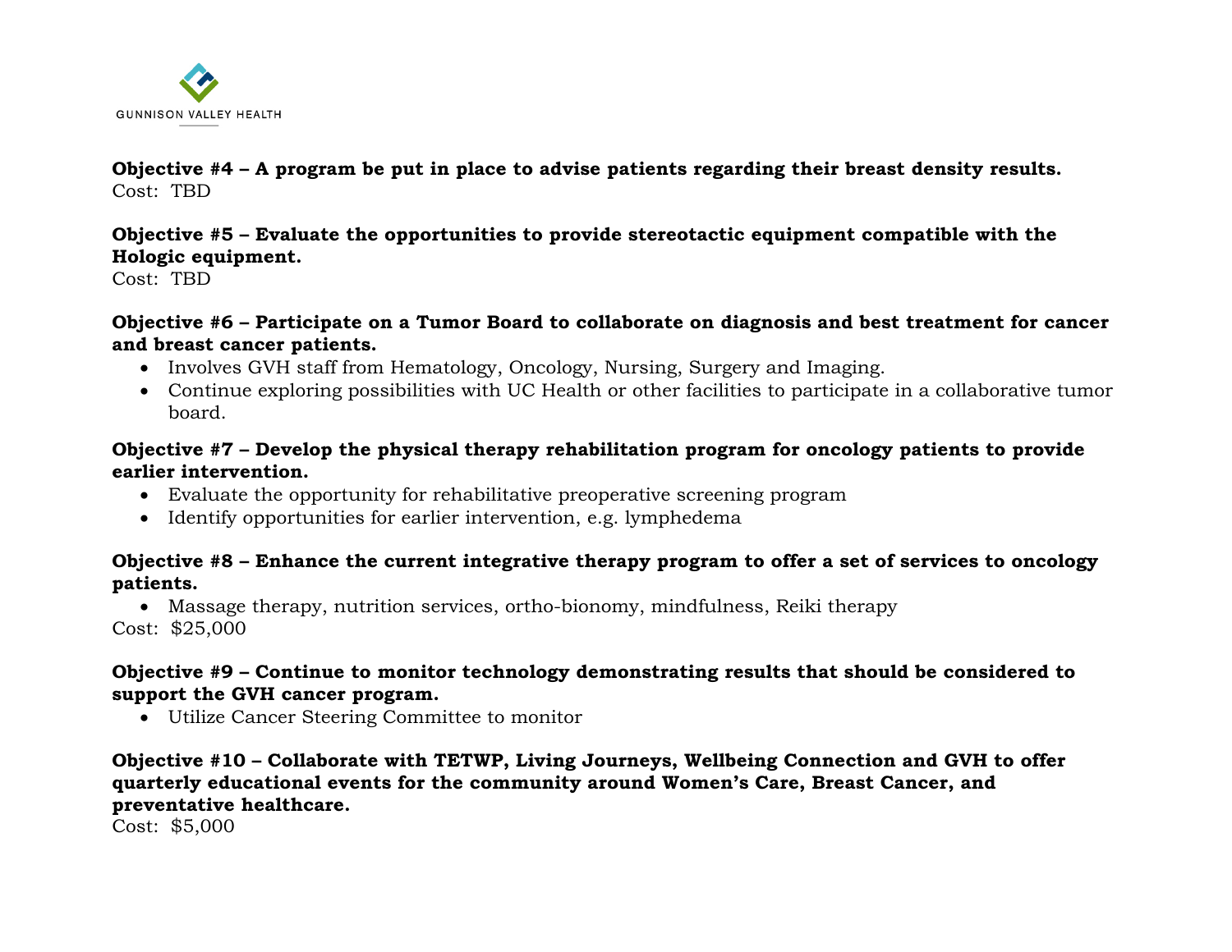**Objective #4 – A program be put in place to advise patients regarding their breast density results.**
Cost: TBD

**Objective #5 – Evaluate the opportunities to provide stereotactic equipment compatible with the Hologic equipment.**
Cost: TBD

**Objective #6 – Participate on a Tumor Board to collaborate on diagnosis and best treatment for cancer and breast cancer patients.**

- Involves GVH staff from Hematology, Oncology, Nursing, Surgery and Imaging.
- Continue exploring possibilities with UC Health or other facilities to participate in a collaborative tumor board.

**Objective #7 – Develop the physical therapy rehabilitation program for oncology patients to provide earlier intervention.**

- Evaluate the opportunity for rehabilitative preoperative screening program
- Identify opportunities for earlier intervention, e.g. lymphedema

**Objective #8 – Enhance the current integrative therapy program to offer a set of services to oncology patients.**

- Massage therapy, nutrition services, ortho-bionomy, mindfulness, Reiki therapy

Cost: $25,000

**Objective #9 – Continue to monitor technology demonstrating results that should be considered to support the GVH cancer program.**

- Utilize Cancer Steering Committee to monitor

**Objective #10 – Collaborate with TETWP, Living Journeys, Wellbeing Connection and GVH to offer quarterly educational events for the community around Women's Care, Breast Cancer, and preventative healthcare.**
Cost: $5,000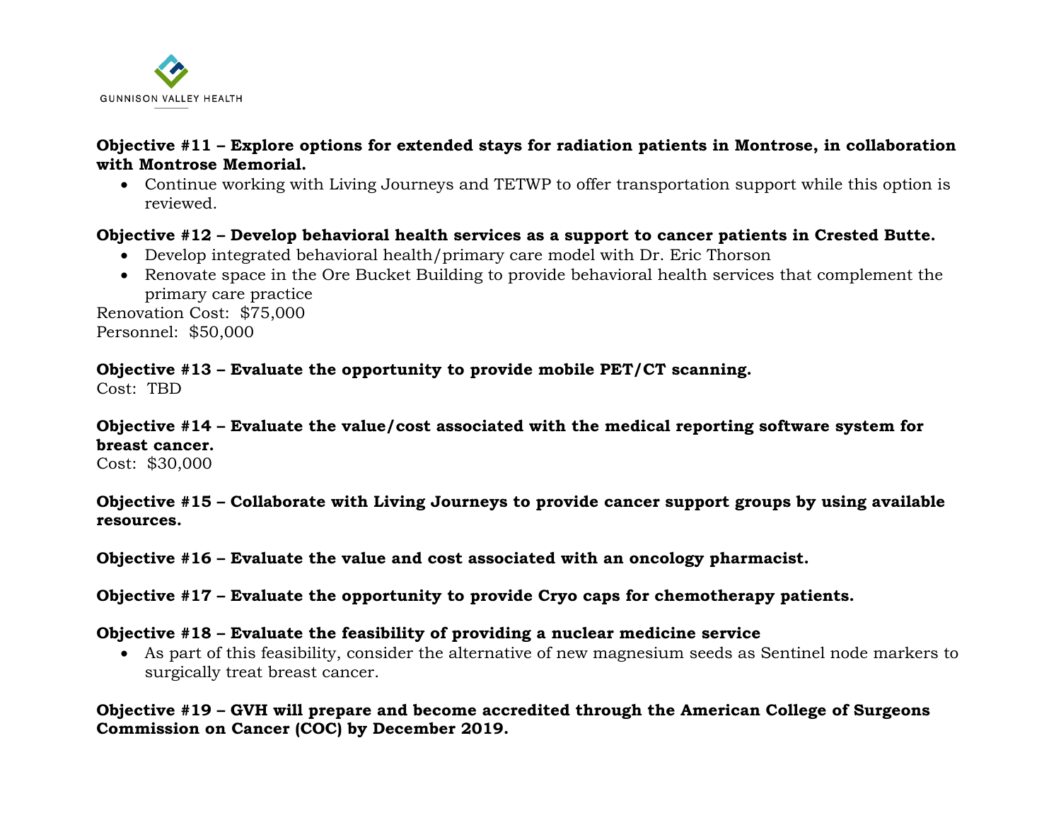**Objective #11 – Explore options for extended stays for radiation patients in Montrose, in collaboration with Montrose Memorial.**

- Continue working with Living Journeys and TETWP to offer transportation support while this option is reviewed.

**Objective #12 – Develop behavioral health services as a support to cancer patients in Crested Butte.**

- Develop integrated behavioral health/primary care model with Dr. Eric Thorson
- Renovate space in the Ore Bucket Building to provide behavioral health services that complement the primary care practice

Renovation Cost: $75,000
Personnel: $50,000

**Objective #13 – Evaluate the opportunity to provide mobile PET/CT scanning.**
Cost: TBD

**Objective #14 – Evaluate the value/cost associated with the medical reporting software system for breast cancer.**
Cost: $30,000

**Objective #15 – Collaborate with Living Journeys to provide cancer support groups by using available resources.**

**Objective #16 – Evaluate the value and cost associated with an oncology pharmacist.**

**Objective #17 – Evaluate the opportunity to provide Cryo caps for chemotherapy patients.**

**Objective #18 – Evaluate the feasibility of providing a nuclear medicine service**

- As part of this feasibility, consider the alternative of new magnesium seeds as Sentinel node markers to surgically treat breast cancer.

**Objective #19 – GVH will prepare and become accredited through the American College of Surgeons Commission on Cancer (COC) by December 2019.**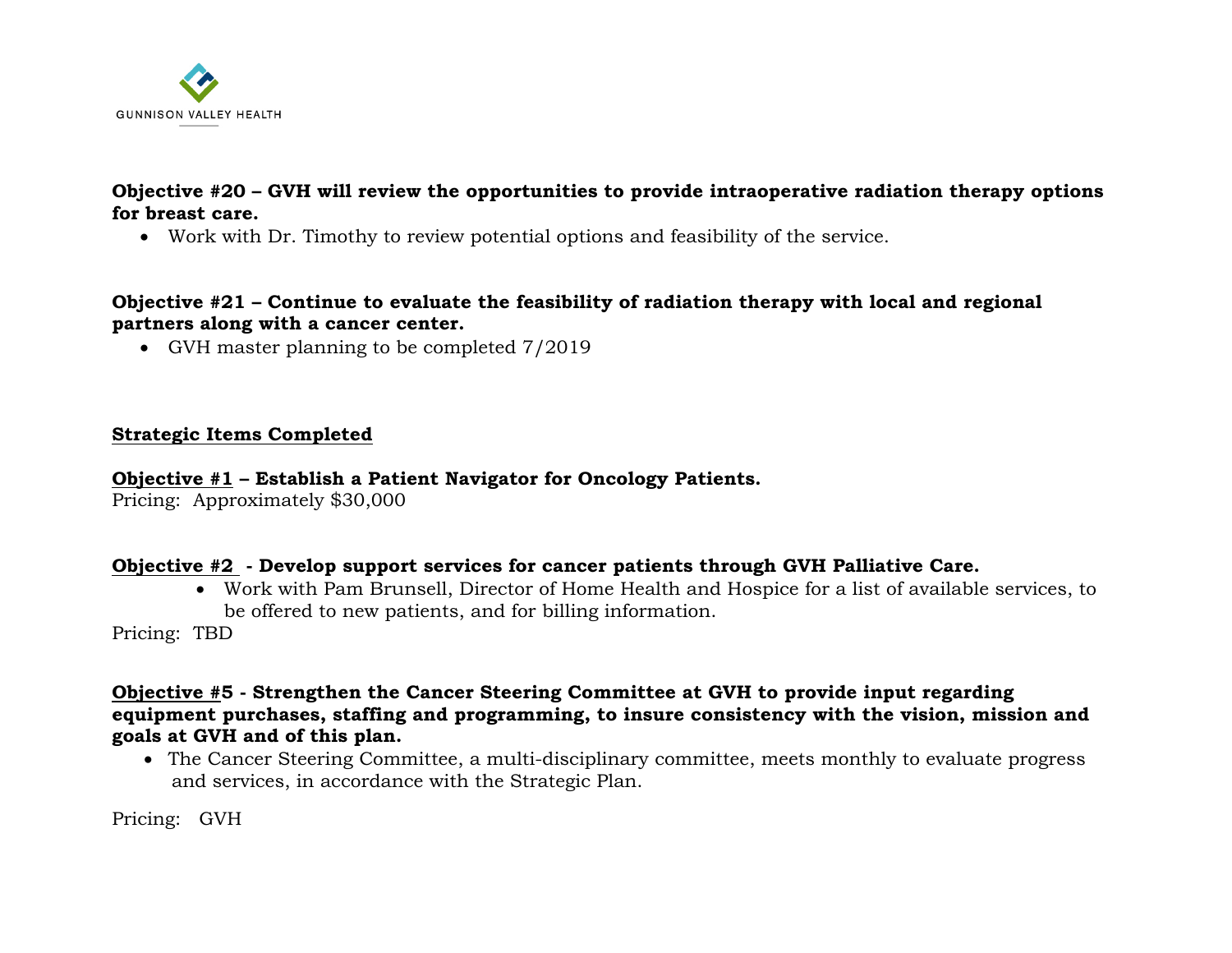**Objective #20 – GVH will review the opportunities to provide intraoperative radiation therapy options for breast care.**

- Work with Dr. Timothy to review potential options and feasibility of the service.

**Objective #21 – Continue to evaluate the feasibility of radiation therapy with local and regional partners along with a cancer center.**

- GVH master planning to be completed 7/2019

**Strategic Items Completed**

**Objective #1 – Establish a Patient Navigator for Oncology Patients.**
Pricing: Approximately $30,000

**Objective #2 - Develop support services for cancer patients through GVH Palliative Care.**

- Work with Pam Brunsell, Director of Home Health and Hospice for a list of available services, to be offered to new patients, and for billing information.

Pricing: TBD

**Objective #5 - Strengthen the Cancer Steering Committee at GVH to provide input regarding equipment purchases, staffing and programming, to insure consistency with the vision, mission and goals at GVH and of this plan.**

- The Cancer Steering Committee, a multi-disciplinary committee, meets monthly to evaluate progress and services, in accordance with the Strategic Plan.

Pricing: GVH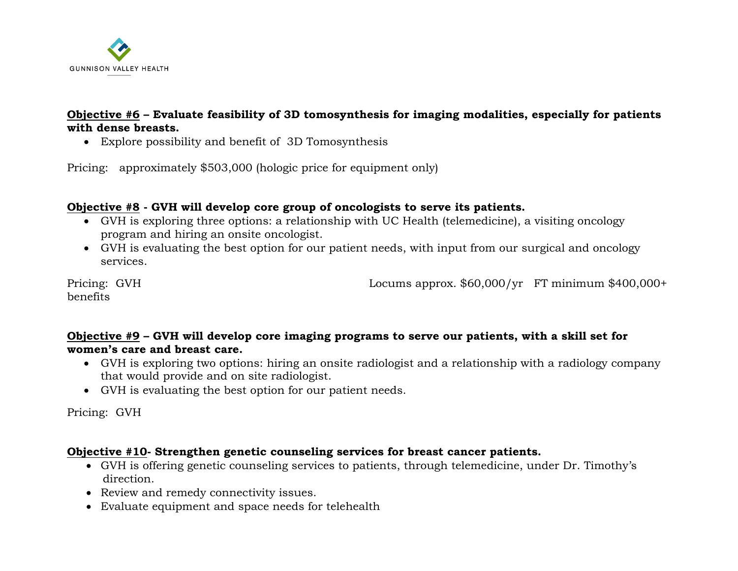GUNNISON VALLEY HEALTH

**<u>Objective #6</u> – Evaluate feasibility of 3D tomosynthesis for imaging modalities, especially for patients with dense breasts.**

- Explore possibility and benefit of 3D Tomosynthesis

Pricing: approximately $503,000 (hologic price for equipment only)

**<u>Objective #8</u> - GVH will develop core group of oncologists to serve its patients.**

- GVH is exploring three options: a relationship with UC Health (telemedicine), a visiting oncology program and hiring an onsite oncologist.
- GVH is evaluating the best option for our patient needs, with input from our surgical and oncology services.

Pricing: GVH Locums approx. $60,000/yr FT minimum $400,000+ benefits

**<u>Objective #9</u> – GVH will develop core imaging programs to serve our patients, with a skill set for women's care and breast care.**

- GVH is exploring two options: hiring an onsite radiologist and a relationship with a radiology company that would provide and on site radiologist.
- GVH is evaluating the best option for our patient needs.

Pricing: GVH

**<u>Objective #10</u>- Strengthen genetic counseling services for breast cancer patients.**

- GVH is offering genetic counseling services to patients, through telemedicine, under Dr. Timothy's direction.
- Review and remedy connectivity issues.
- Evaluate equipment and space needs for telehealth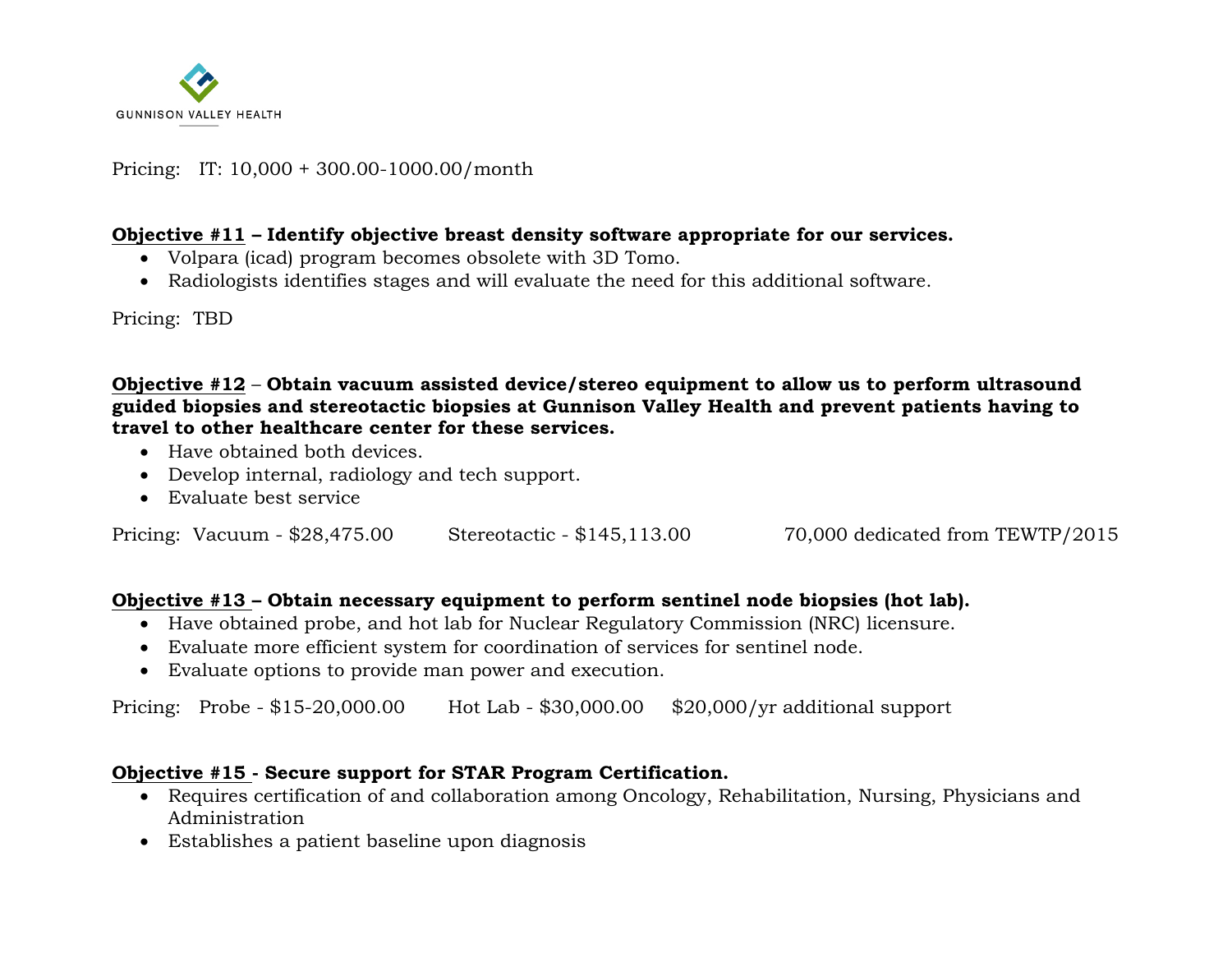Pricing: IT: 10,000 + 300.00-1000.00/month

**Objective #11 – Identify objective breast density software appropriate for our services.**

- Volpara (icad) program becomes obsolete with 3D Tomo.
- Radiologists identifies stages and will evaluate the need for this additional software.

Pricing: TBD

**Objective #12 – Obtain vacuum assisted device/stereo equipment to allow us to perform ultrasound guided biopsies and stereotactic biopsies at Gunnison Valley Health and prevent patients having to travel to other healthcare center for these services.**

- Have obtained both devices.
- Develop internal, radiology and tech support.
- Evaluate best service

Pricing: Vacuum - $28,475.00 Stereotactic - $145,113.00 70,000 dedicated from TEWTP/2015

**Objective #13 – Obtain necessary equipment to perform sentinel node biopsies (hot lab).**

- Have obtained probe, and hot lab for Nuclear Regulatory Commission (NRC) licensure.
- Evaluate more efficient system for coordination of services for sentinel node.
- Evaluate options to provide man power and execution.

Pricing: Probe - $15-20,000.00 Hot Lab - $30,000.00 $20,000/yr additional support

**Objective #15 - Secure support for STAR Program Certification.**

- Requires certification of and collaboration among Oncology, Rehabilitation, Nursing, Physicians and Administration
- Establishes a patient baseline upon diagnosis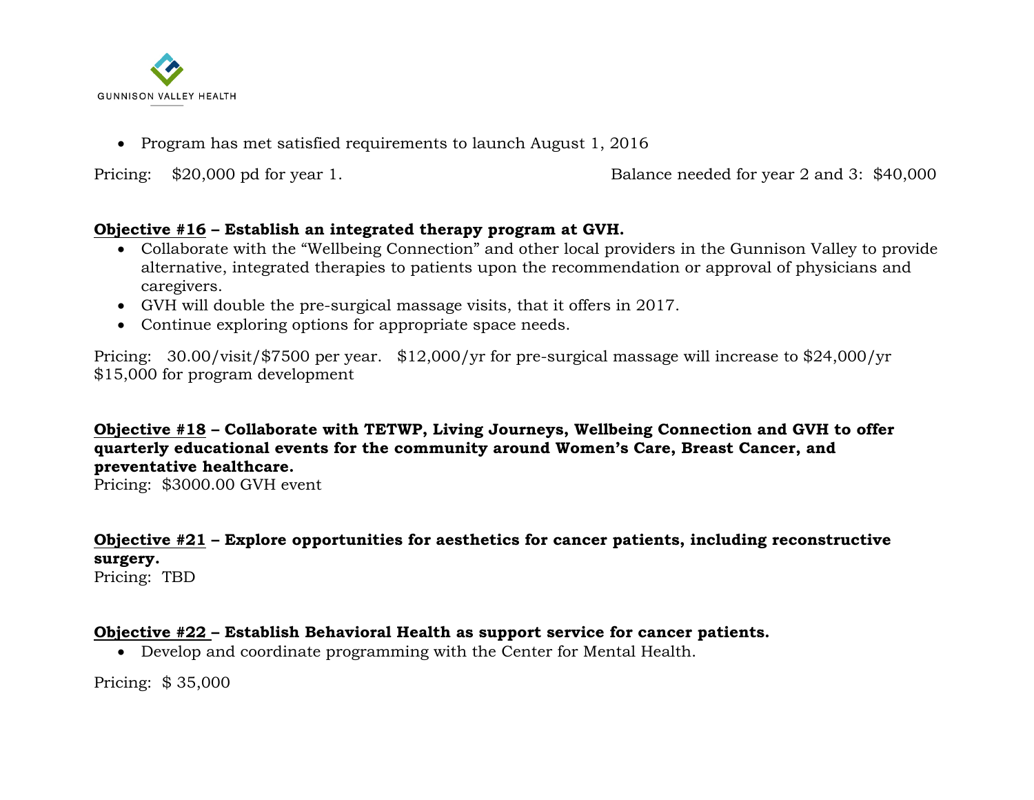- Program has met satisfied requirements to launch August 1, 2016

Pricing: $20,000 pd for year 1. Balance needed for year 2 and 3: $40,000

**<u>Objective #16</u> – Establish an integrated therapy program at GVH.**

- Collaborate with the "Wellbeing Connection" and other local providers in the Gunnison Valley to provide alternative, integrated therapies to patients upon the recommendation or approval of physicians and caregivers.
- GVH will double the pre-surgical massage visits, that it offers in 2017.
- Continue exploring options for appropriate space needs.

Pricing: 30.00/visit/$7500 per year. $12,000/yr for pre-surgical massage will increase to $24,000/yr $15,000 for program development

**<u>Objective #18</u> – Collaborate with TETWP, Living Journeys, Wellbeing Connection and GVH to offer quarterly educational events for the community around Women's Care, Breast Cancer, and preventative healthcare.**

Pricing: $3000.00 GVH event

**<u>Objective #21</u> – Explore opportunities for aesthetics for cancer patients, including reconstructive surgery.**

Pricing: TBD

**<u>Objective #22</u> – Establish Behavioral Health as support service for cancer patients.**

- Develop and coordinate programming with the Center for Mental Health.

Pricing: $ 35,000